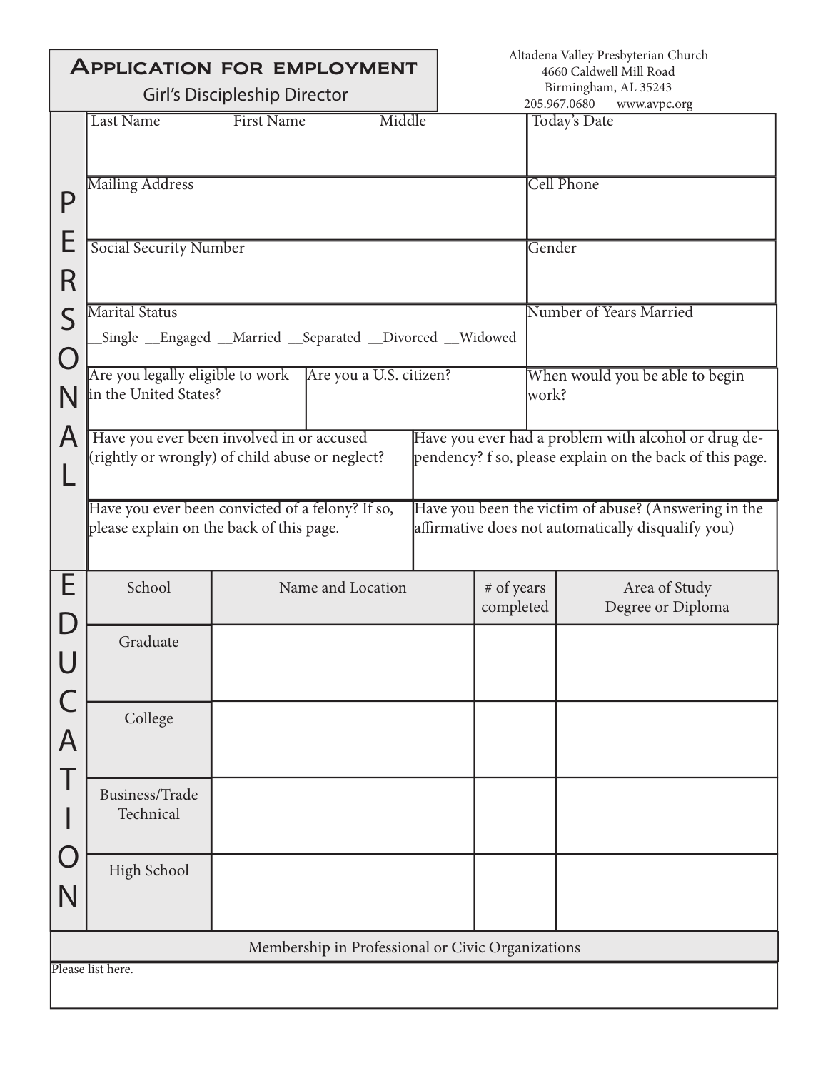# Application for employment

## Girl's Discipleship Director

Altadena Valley Presbyterian Church
4660 Caldwell Mill Road
Birmingham, AL 35243
205.967.0680 www.avpc.org

## PERSONAL

| Last Name First Name Middle | Today's Date |
|---|---|
| | |

| Mailing Address | Cell Phone |
|---|---|
| | |

| Social Security Number | Gender |
|---|---|
| | |

| Marital Status | Number of Years Married |
|---|---|
| __Single __Engaged __Married __Separated __Divorced __Widowed | |

| Are you legally eligible to work in the United States? | Are you a U.S. citizen? | When would you be able to begin work? |
|---|---|---|
| | | |

| Have you ever been involved in or accused (rightly or wrongly) of child abuse or neglect? | Have you ever had a problem with alcohol or drug dependency? f so, please explain on the back of this page. |
|---|---|
| | |

| Have you ever been convicted of a felony? If so, please explain on the back of this page. | Have you been the victim of abuse? (Answering in the affirmative does not automatically disqualify you) |
|---|---|
| | |

## EDUCATION

| School | Name and Location | # of years completed | Area of Study Degree or Diploma |
|---|---|---|---|
| Graduate | | | |
| College | | | |
| Business/Trade Technical | | | |
| High School | | | |

## Membership in Professional or Civic Organizations

Please list here.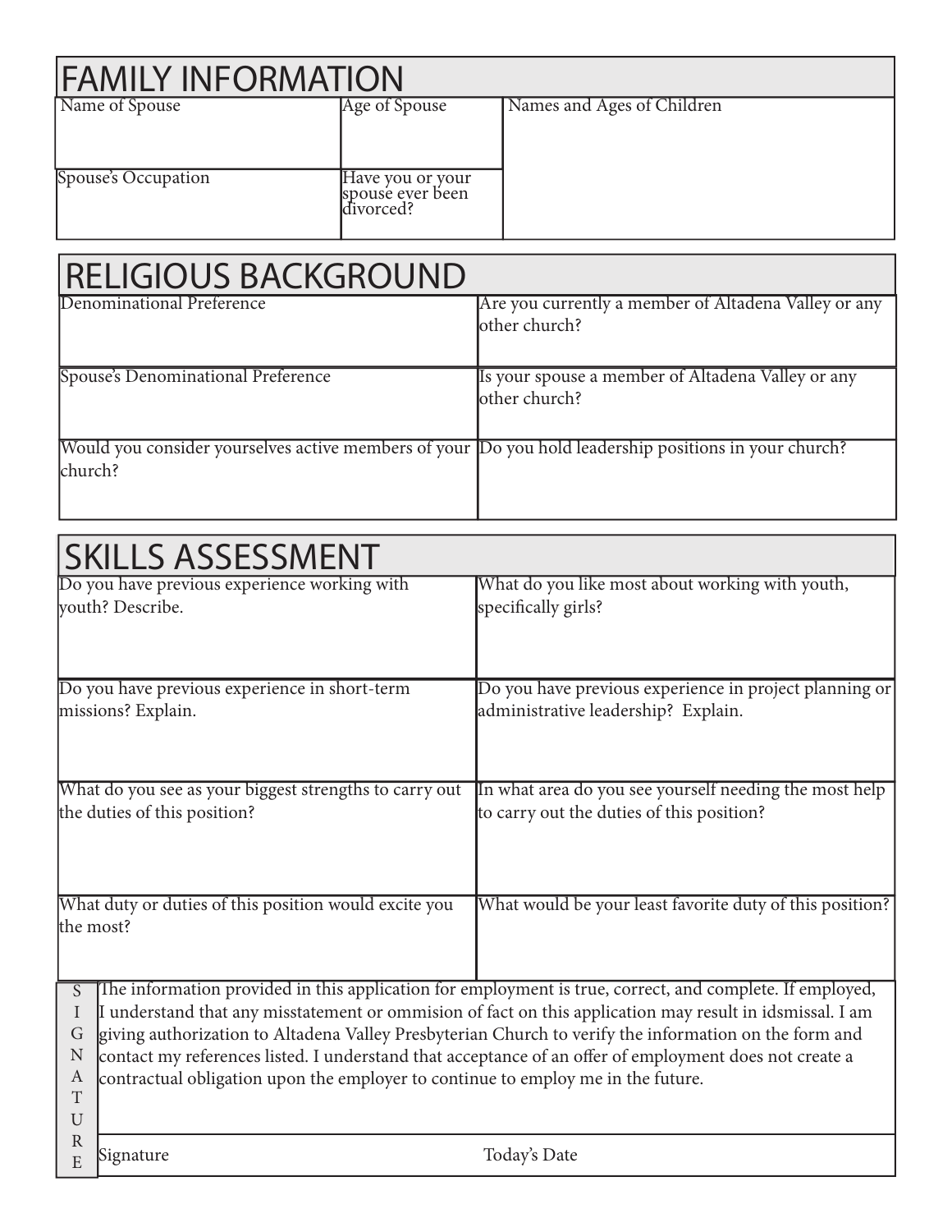## FAMILY INFORMATION

| Name of Spouse | Age of Spouse | Names and Ages of Children |
|---|---|---|
| Spouse's Occupation | Have you or your spouse ever been divorced? | |

## RELIGIOUS BACKGROUND

| Denominational Preference | Are you currently a member of Altadena Valley or any other church? |
|---|---|
| Spouse's Denominational Preference | Is your spouse a member of Altadena Valley or any other church? |
| Would you consider yourselves active members of your church? | Do you hold leadership positions in your church? |

## SKILLS ASSESSMENT

| Do you have previous experience working with youth? Describe. | What do you like most about working with youth, specifically girls? |
|---|---|
| Do you have previous experience in short-term missions? Explain. | Do you have previous experience in project planning or administrative leadership? Explain. |
| What do you see as your biggest strengths to carry out the duties of this position? | In what area do you see yourself needing the most help to carry out the duties of this position? |
| What duty or duties of this position would excite you the most? | What would be your least favorite duty of this position? |

## SIGNATURE

The information provided in this application for employment is true, correct, and complete. If employed, I understand that any misstatement or ommision of fact on this application may result in idsmissal. I am giving authorization to Altadena Valley Presbyterian Church to verify the information on the form and contact my references listed. I understand that acceptance of an offer of employment does not create a contractual obligation upon the employer to continue to employ me in the future.

| Signature | Today's Date |
|---|---|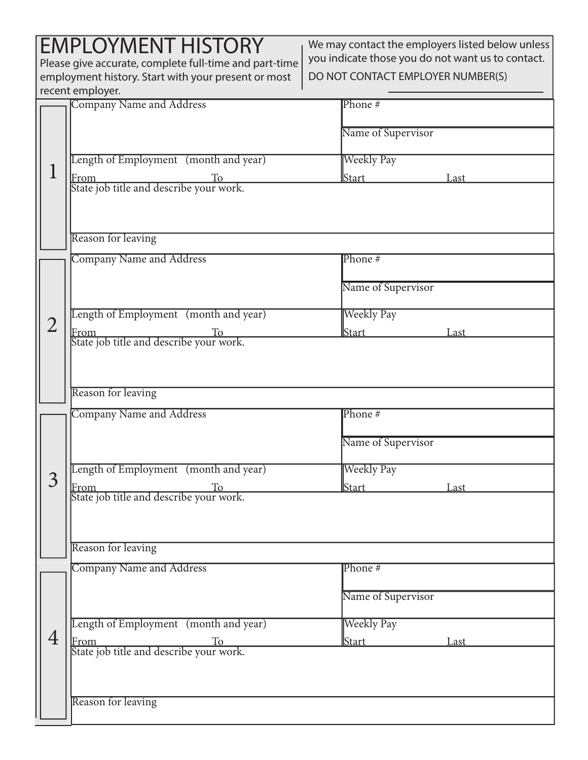# EMPLOYMENT HISTORY

Please give accurate, complete full-time and part-time employment history. Start with your present or most recent employer.

We may contact the employers listed below unless you indicate those you do not want us to contact.

DO NOT CONTACT EMPLOYER NUMBER(S) ______________________

| | | |
|---|---|---|
| 1 | Company Name and Address | Phone # |
| | | Name of Supervisor |
| | Length of Employment (month and year)<br>From To | Weekly Pay<br>Start Last |
| | State job title and describe your work. | |
| | Reason for leaving | |
| 2 | Company Name and Address | Phone # |
| | | Name of Supervisor |
| | Length of Employment (month and year)<br>From To | Weekly Pay<br>Start Last |
| | State job title and describe your work. | |
| | Reason for leaving | |
| 3 | Company Name and Address | Phone # |
| | | Name of Supervisor |
| | Length of Employment (month and year)<br>From To | Weekly Pay<br>Start Last |
| | State job title and describe your work. | |
| | Reason for leaving | |
| 4 | Company Name and Address | Phone # |
| | | Name of Supervisor |
| | Length of Employment (month and year)<br>From To | Weekly Pay<br>Start Last |
| | State job title and describe your work. | |
| | Reason for leaving | |